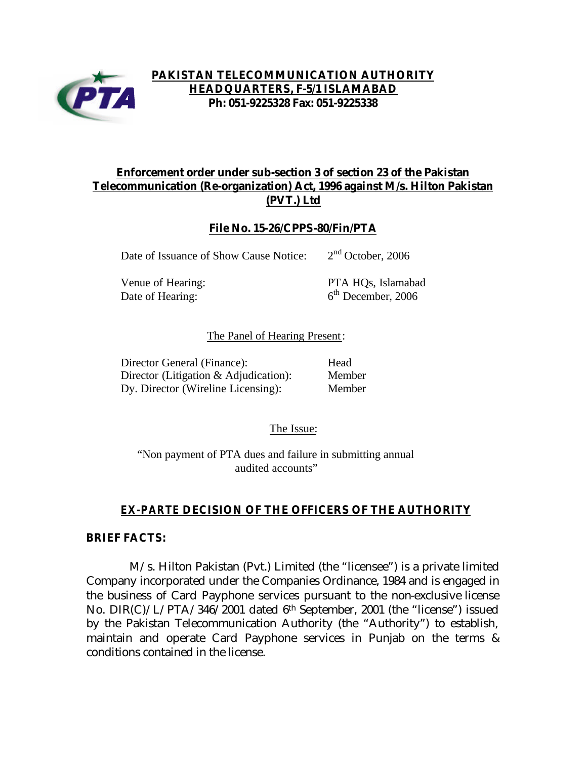**PAKISTAN TELECOMMUNICATION AUTHORITY**
**HEADQUARTERS, F-5/1 ISLAMABAD**
**Ph: 051-9225328 Fax: 051-9225338**

## Enforcement order under sub-section 3 of section 23 of the Pakistan Telecommunication (Re-organization) Act, 1996 against M/s. Hilton Pakistan (PVT.) Ltd

### File No. 15-26/CPPS-80/Fin/PTA

| | |
|---|---|
| Date of Issuance of Show Cause Notice: | 2nd October, 2006 |
| Venue of Hearing: | PTA HQs, Islamabad |
| Date of Hearing: | 6th December, 2006 |

The Panel of Hearing Present:

| | |
|---|---|
| Director General (Finance): | Head |
| Director (Litigation & Adjudication): | Member |
| Dy. Director (Wireline Licensing): | Member |

The Issue:

"Non payment of PTA dues and failure in submitting annual audited accounts"

## EX-PARTE DECISION OF THE OFFICERS OF THE AUTHORITY

**BRIEF FACTS:**

M/s. Hilton Pakistan (Pvt.) Limited (the "licensee") is a private limited Company incorporated under the Companies Ordinance, 1984 and is engaged in the business of Card Payphone services pursuant to the non-exclusive license No. DIR(C)/L/PTA/346/2001 dated 6th September, 2001 (the "license") issued by the Pakistan Telecommunication Authority (the "Authority") to establish, maintain and operate Card Payphone services in Punjab on the terms & conditions contained in the license.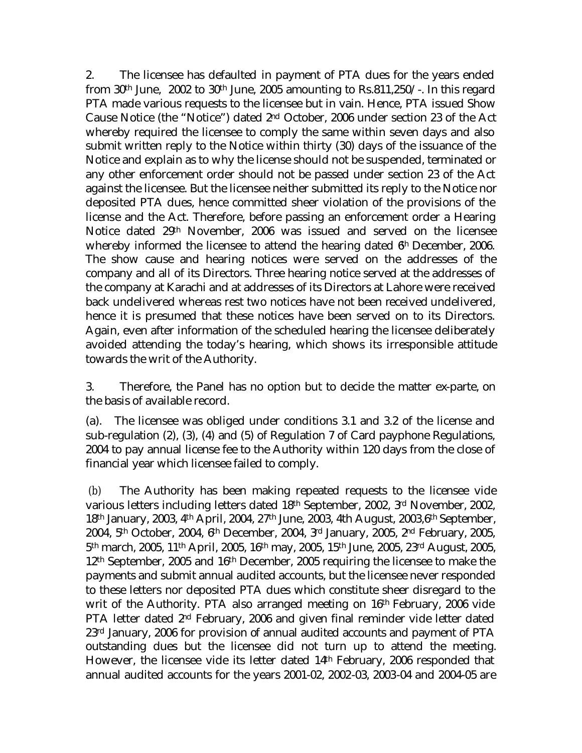2. The licensee has defaulted in payment of PTA dues for the years ended from 30th June, 2002 to 30th June, 2005 amounting to Rs.811,250/-. In this regard PTA made various requests to the licensee but in vain. Hence, PTA issued Show Cause Notice (the "Notice") dated 2nd October, 2006 under section 23 of the Act whereby required the licensee to comply the same within seven days and also submit written reply to the Notice within thirty (30) days of the issuance of the Notice and explain as to why the license should not be suspended, terminated or any other enforcement order should not be passed under section 23 of the Act against the licensee. But the licensee neither submitted its reply to the Notice nor deposited PTA dues, hence committed sheer violation of the provisions of the license and the Act. Therefore, before passing an enforcement order a Hearing Notice dated 29th November, 2006 was issued and served on the licensee whereby informed the licensee to attend the hearing dated 6th December, 2006. The show cause and hearing notices were served on the addresses of the company and all of its Directors. Three hearing notice served at the addresses of the company at Karachi and at addresses of its Directors at Lahore were received back undelivered whereas rest two notices have not been received undelivered, hence it is presumed that these notices have been served on to its Directors. Again, even after information of the scheduled hearing the licensee deliberately avoided attending the today's hearing, which shows its irresponsible attitude towards the writ of the Authority.

3. Therefore, the Panel has no option but to decide the matter ex-parte, on the basis of available record.

(a). The licensee was obliged under conditions 3.1 and 3.2 of the license and sub-regulation (2), (3), (4) and (5) of Regulation 7 of Card payphone Regulations, 2004 to pay annual license fee to the Authority within 120 days from the close of financial year which licensee failed to comply.

(b) The Authority has been making repeated requests to the licensee vide various letters including letters dated 18th September, 2002, 3rd November, 2002, 18th January, 2003, 4th April, 2004, 27th June, 2003, 4th August, 2003,6th September, 2004, 5th October, 2004, 6th December, 2004, 3rd January, 2005, 2nd February, 2005, 5th march, 2005, 11th April, 2005, 16th may, 2005, 15th June, 2005, 23rd August, 2005, 12th September, 2005 and 16th December, 2005 requiring the licensee to make the payments and submit annual audited accounts, but the licensee never responded to these letters nor deposited PTA dues which constitute sheer disregard to the writ of the Authority. PTA also arranged meeting on 16th February, 2006 vide PTA letter dated 2nd February, 2006 and given final reminder vide letter dated 23rd January, 2006 for provision of annual audited accounts and payment of PTA outstanding dues but the licensee did not turn up to attend the meeting. However, the licensee vide its letter dated 14th February, 2006 responded that annual audited accounts for the years 2001-02, 2002-03, 2003-04 and 2004-05 are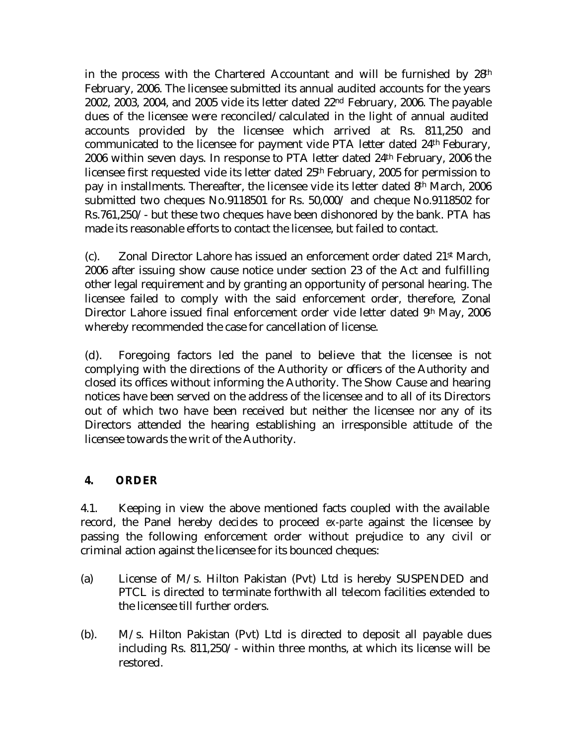in the process with the Chartered Accountant and will be furnished by 28th February, 2006. The licensee submitted its annual audited accounts for the years 2002, 2003, 2004, and 2005 vide its letter dated 22nd February, 2006. The payable dues of the licensee were reconciled/calculated in the light of annual audited accounts provided by the licensee which arrived at Rs. 811,250 and communicated to the licensee for payment vide PTA letter dated 24th Feburary, 2006 within seven days. In response to PTA letter dated 24th February, 2006 the licensee first requested vide its letter dated 25th February, 2005 for permission to pay in installments. Thereafter, the licensee vide its letter dated 8th March, 2006 submitted two cheques No.9118501 for Rs. 50,000/ and cheque No.9118502 for Rs.761,250/- but these two cheques have been dishonored by the bank. PTA has made its reasonable efforts to contact the licensee, but failed to contact.

(c). Zonal Director Lahore has issued an enforcement order dated 21st March, 2006 after issuing show cause notice under section 23 of the Act and fulfilling other legal requirement and by granting an opportunity of personal hearing. The licensee failed to comply with the said enforcement order, therefore, Zonal Director Lahore issued final enforcement order vide letter dated 9th May, 2006 whereby recommended the case for cancellation of license.

(d). Foregoing factors led the panel to believe that the licensee is not complying with the directions of the Authority or officers of the Authority and closed its offices without informing the Authority. The Show Cause and hearing notices have been served on the address of the licensee and to all of its Directors out of which two have been received but neither the licensee nor any of its Directors attended the hearing establishing an irresponsible attitude of the licensee towards the writ of the Authority.

## 4. ORDER

4.1. Keeping in view the above mentioned facts coupled with the available record, the Panel hereby decides to proceed *ex-parte* against the licensee by passing the following enforcement order without prejudice to any civil or criminal action against the licensee for its bounced cheques:

(a) License of M/s. Hilton Pakistan (Pvt) Ltd is hereby SUSPENDED and PTCL is directed to terminate forthwith all telecom facilities extended to the licensee till further orders.

(b). M/s. Hilton Pakistan (Pvt) Ltd is directed to deposit all payable dues including Rs. 811,250/- within three months, at which its license will be restored.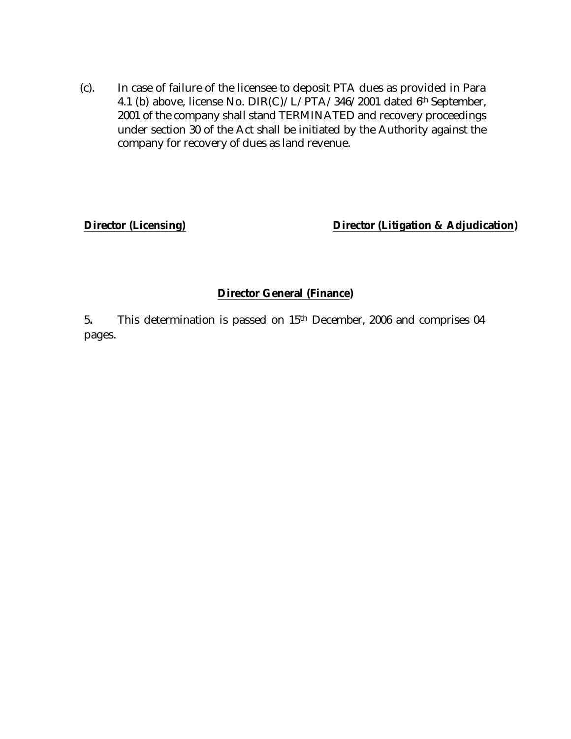(c). In case of failure of the licensee to deposit PTA dues as provided in Para 4.1 (b) above, license No. DIR(C)/L/PTA/346/2001 dated 6th September, 2001 of the company shall stand TERMINATED and recovery proceedings under section 30 of the Act shall be initiated by the Authority against the company for recovery of dues as land revenue.

**Director (Licensing)** **Director (Litigation & Adjudication)**

**Director General (Finance)**

**5.** This determination is passed on 15th December, 2006 and comprises 04 pages.